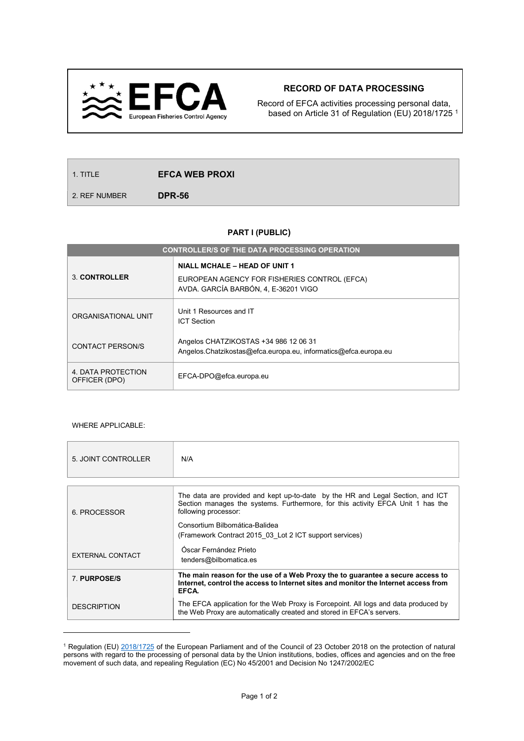**EFCA** European Fisheries Control Agency

## RECORD OF DATA PROCESSING

Record of EFCA activities processing personal data, based on Article 31 of Regulation (EU) 2018/1725 [1]

| | |
|---|---|
| 1. TITLE | **EFCA WEB PROXI** |
| 2. REF NUMBER | **DPR-56** |

### PART I (PUBLIC)

| CONTROLLER/S OF THE DATA PROCESSING OPERATION | |
|---|---|
| 3. **CONTROLLER** | **NIALL MCHALE – HEAD OF UNIT 1**<br>EUROPEAN AGENCY FOR FISHERIES CONTROL (EFCA)<br>AVDA. GARCÍA BARBÓN, 4, E-36201 VIGO |
| ORGANISATIONAL UNIT | Unit 1 Resources and IT<br>ICT Section |
| CONTACT PERSON/S | Angelos CHATZIKOSTAS +34 986 12 06 31<br>Angelos.Chatzikostas@efca.europa.eu, informatics@efca.europa.eu |
| 4. DATA PROTECTION OFFICER (DPO) | EFCA-DPO@efca.europa.eu |

WHERE APPLICABLE:

| | |
|---|---|
| 5. JOINT CONTROLLER | N/A |

| | |
|---|---|
| 6. PROCESSOR | The data are provided and kept up-to-date by the HR and Legal Section, and ICT Section manages the systems. Furthermore, for this activity EFCA Unit 1 has the following processor:<br>Consortium Bilbomática-Balidea<br>(Framework Contract 2015_03_Lot 2 ICT support services) |
| EXTERNAL CONTACT | Óscar Fernández Prieto<br>tenders@bilbomatica.es |
| 7. **PURPOSE/S** | **The main reason for the use of a Web Proxy the to guarantee a secure access to Internet, control the access to Internet sites and monitor the Internet access from EFCA.** |
| DESCRIPTION | The EFCA application for the Web Proxy is Forcepoint. All logs and data produced by the Web Proxy are automatically created and stored in EFCA's servers. |

[1] Regulation (EU) 2018/1725 of the European Parliament and of the Council of 23 October 2018 on the protection of natural persons with regard to the processing of personal data by the Union institutions, bodies, offices and agencies and on the free movement of such data, and repealing Regulation (EC) No 45/2001 and Decision No 1247/2002/EC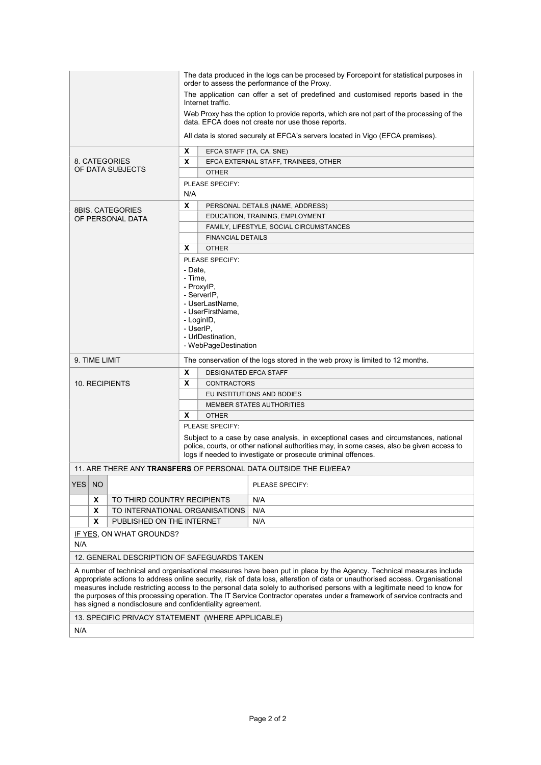| | | |
|---|---|---|
| | The data produced in the logs can be procesed by Forcepoint for statistical purposes in order to assess the performance of the Proxy.<br><br>The application can offer a set of predefined and customised reports based in the Internet traffic.<br><br>Web Proxy has the option to provide reports, which are not part of the processing of the data. EFCA does not create nor use those reports.<br><br>All data is stored securely at EFCA's servers located in Vigo (EFCA premises). | |
| 8. CATEGORIES OF DATA SUBJECTS | X | EFCA STAFF (TA, CA, SNE) |
| | X | EFCA EXTERNAL STAFF, TRAINEES, OTHER |
| | | OTHER |
| | PLEASE SPECIFY:<br>N/A | |
| 8BIS. CATEGORIES OF PERSONAL DATA | X | PERSONAL DETAILS (NAME, ADDRESS) |
| | | EDUCATION, TRAINING, EMPLOYMENT |
| | | FAMILY, LIFESTYLE, SOCIAL CIRCUMSTANCES |
| | | FINANCIAL DETAILS |
| | X | OTHER |
| | PLEASE SPECIFY:<br>- Date,<br>- Time,<br>- ProxyIP,<br>- ServerIP,<br>- UserLastName,<br>- UserFirstName,<br>- LoginID,<br>- UserIP,<br>- UrlDestination,<br>- WebPageDestination | |
| 9. TIME LIMIT | The conservation of the logs stored in the web proxy is limited to 12 months. | |
| 10. RECIPIENTS | X | DESIGNATED EFCA STAFF |
| | X | CONTRACTORS |
| | | EU INSTITUTIONS AND BODIES |
| | | MEMBER STATES AUTHORITIES |
| | X | OTHER |
| | PLEASE SPECIFY:<br>Subject to a case by case analysis, in exceptional cases and circumstances, national police, courts, or other national authorities may, in some cases, also be given access to logs if needed to investigate or prosecute criminal offences. | |

**11. ARE THERE ANY TRANSFERS OF PERSONAL DATA OUTSIDE THE EU/EEA?**

| YES | NO | | PLEASE SPECIFY: |
|---|---|---|---|
| | X | TO THIRD COUNTRY RECIPIENTS | N/A |
| | X | TO INTERNATIONAL ORGANISATIONS | N/A |
| | X | PUBLISHED ON THE INTERNET | N/A |

IF YES, ON WHAT GROUNDS?

N/A

**12. GENERAL DESCRIPTION OF SAFEGUARDS TAKEN**

A number of technical and organisational measures have been put in place by the Agency. Technical measures include appropriate actions to address online security, risk of data loss, alteration of data or unauthorised access. Organisational measures include restricting access to the personal data solely to authorised persons with a legitimate need to know for the purposes of this processing operation. The IT Service Contractor operates under a framework of service contracts and has signed a nondisclosure and confidentiality agreement.

**13. SPECIFIC PRIVACY STATEMENT (WHERE APPLICABLE)**

N/A